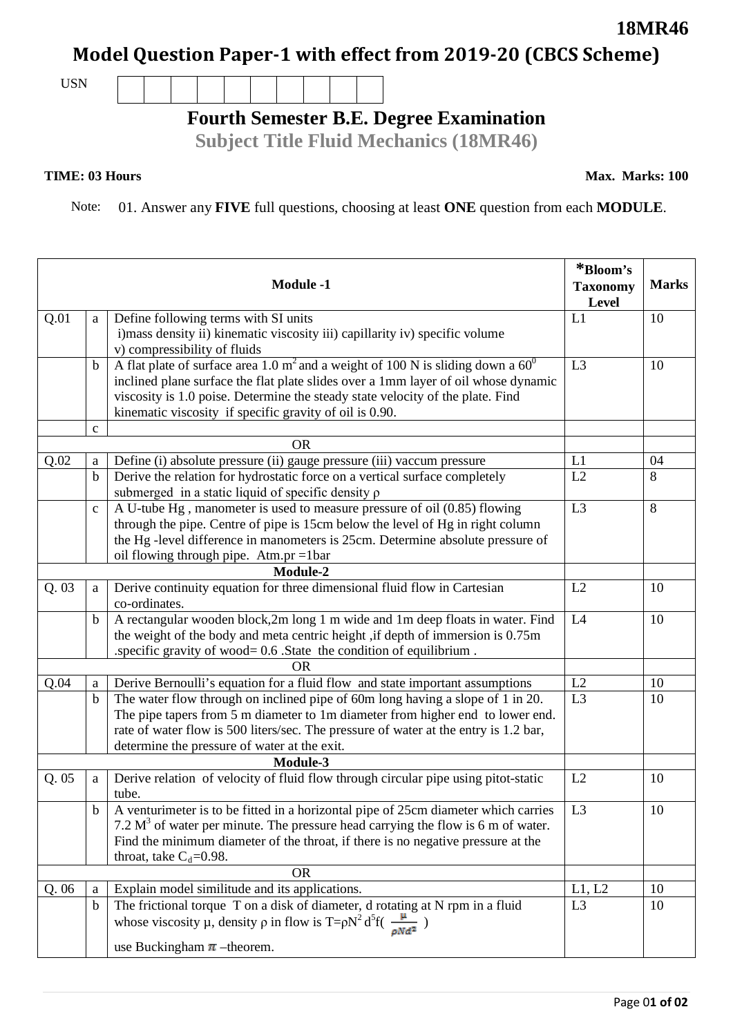**18MR46**

# Model Question Paper-1 with effect from 2019-20 (CBCS Scheme)

USN | | | | | | | | | | |

## Fourth Semester B.E. Degree Examination

### Subject Title Fluid Mechanics (18MR46)

**TIME: 03 Hours** **Max. Marks: 100**

Note: 01. Answer any **FIVE** full questions, choosing at least **ONE** question from each **MODULE**.

| | | **Module -1** | ***Bloom's Taxonomy Level** | **Marks** |
|---|---|---|---|---|
| Q.01 | a | Define following terms with SI units i)mass density ii) kinematic viscosity iii) capillarity iv) specific volume v) compressibility of fluids | L1 | 10 |
| | b | A flat plate of surface area 1.0 $m^2$ and a weight of 100 N is sliding down a $60^0$ inclined plane surface the flat plate slides over a 1mm layer of oil whose dynamic viscosity is 1.0 poise. Determine the steady state velocity of the plate. Find kinematic viscosity if specific gravity of oil is 0.90. | L3 | 10 |
| | c | | | |
| | | OR | | |
| Q.02 | a | Define (i) absolute pressure (ii) gauge pressure (iii) vaccum pressure | L1 | 04 |
| | b | Derive the relation for hydrostatic force on a vertical surface completely submerged in a static liquid of specific density ρ | L2 | 8 |
| | c | A U-tube Hg , manometer is used to measure pressure of oil (0.85) flowing through the pipe. Centre of pipe is 15cm below the level of Hg in right column the Hg -level difference in manometers is 25cm. Determine absolute pressure of oil flowing through pipe. Atm.pr =1bar | L3 | 8 |
| | | **Module-2** | | |
| Q. 03 | a | Derive continuity equation for three dimensional fluid flow in Cartesian co-ordinates. | L2 | 10 |
| | b | A rectangular wooden block,2m long 1 m wide and 1m deep floats in water. Find the weight of the body and meta centric height ,if depth of immersion is 0.75m .specific gravity of wood= 0.6 .State the condition of equilibrium . | L4 | 10 |
| | | OR | | |
| Q.04 | a | Derive Bernoulli's equation for a fluid flow and state important assumptions | L2 | 10 |
| | b | The water flow through on inclined pipe of 60m long having a slope of 1 in 20. The pipe tapers from 5 m diameter to 1m diameter from higher end to lower end. rate of water flow is 500 liters/sec. The pressure of water at the entry is 1.2 bar, determine the pressure of water at the exit. | L3 | 10 |
| | | **Module-3** | | |
| Q. 05 | a | Derive relation of velocity of fluid flow through circular pipe using pitot-static tube. | L2 | 10 |
| | b | A venturimeter is to be fitted in a horizontal pipe of 25cm diameter which carries 7.2 $M^3$ of water per minute. The pressure head carrying the flow is 6 m of water. Find the minimum diameter of the throat, if there is no negative pressure at the throat, take $C_d$=0.98. | L3 | 10 |
| | | OR | | |
| Q. 06 | a | Explain model similitude and its applications. | L1, L2 | 10 |
| | b | The frictional torque T on a disk of diameter, d rotating at N rpm in a fluid whose viscosity μ, density ρ in flow is $T=\rho N^2 d^5 f\left(\frac{\mu}{\rho N d^2}\right)$ use Buckingham $\pi$ –theorem. | L3 | 10 |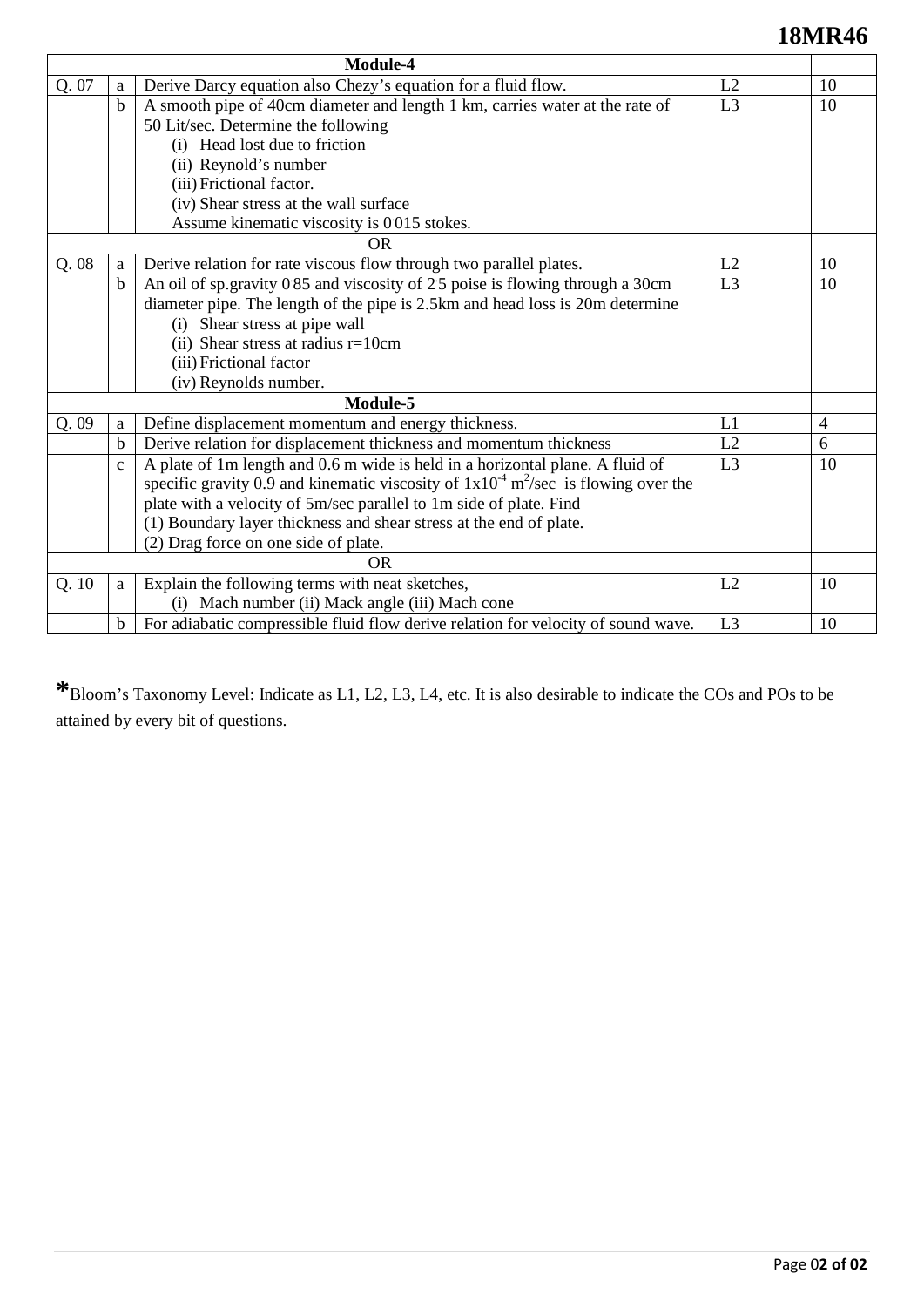| | | | | |
|---|---|---|---|---|
| **Module-4** | | | | |
| Q. 07 | a | Derive Darcy equation also Chezy's equation for a fluid flow. | L2 | 10 |
| | b | A smooth pipe of 40cm diameter and length 1 km, carries water at the rate of 50 Lit/sec. Determine the following<br>(i) Head lost due to friction<br>(ii) Reynold's number<br>(iii) Frictional factor.<br>(iv) Shear stress at the wall surface<br>Assume kinematic viscosity is 0.015 stokes. | L3 | 10 |
| OR | | | | |
| Q. 08 | a | Derive relation for rate viscous flow through two parallel plates. | L2 | 10 |
| | b | An oil of sp.gravity 0.85 and viscosity of 2.5 poise is flowing through a 30cm diameter pipe. The length of the pipe is 2.5km and head loss is 20m determine<br>(i) Shear stress at pipe wall<br>(ii) Shear stress at radius r=10cm<br>(iii) Frictional factor<br>(iv) Reynolds number. | L3 | 10 |
| **Module-5** | | | | |
| Q. 09 | a | Define displacement momentum and energy thickness. | L1 | 4 |
| | b | Derive relation for displacement thickness and momentum thickness | L2 | 6 |
| | c | A plate of 1m length and 0.6 m wide is held in a horizontal plane. A fluid of specific gravity 0.9 and kinematic viscosity of $1 \times 10^{-4}$ $m^2$/sec is flowing over the plate with a velocity of 5m/sec parallel to 1m side of plate. Find<br>(1) Boundary layer thickness and shear stress at the end of plate.<br>(2) Drag force on one side of plate. | L3 | 10 |
| OR | | | | |
| Q. 10 | a | Explain the following terms with neat sketches,<br>(i) Mach number (ii) Mack angle (iii) Mach cone | L2 | 10 |
| | b | For adiabatic compressible fluid flow derive relation for velocity of sound wave. | L3 | 10 |

*Bloom's Taxonomy Level: Indicate as L1, L2, L3, L4, etc. It is also desirable to indicate the COs and POs to be attained by every bit of questions.